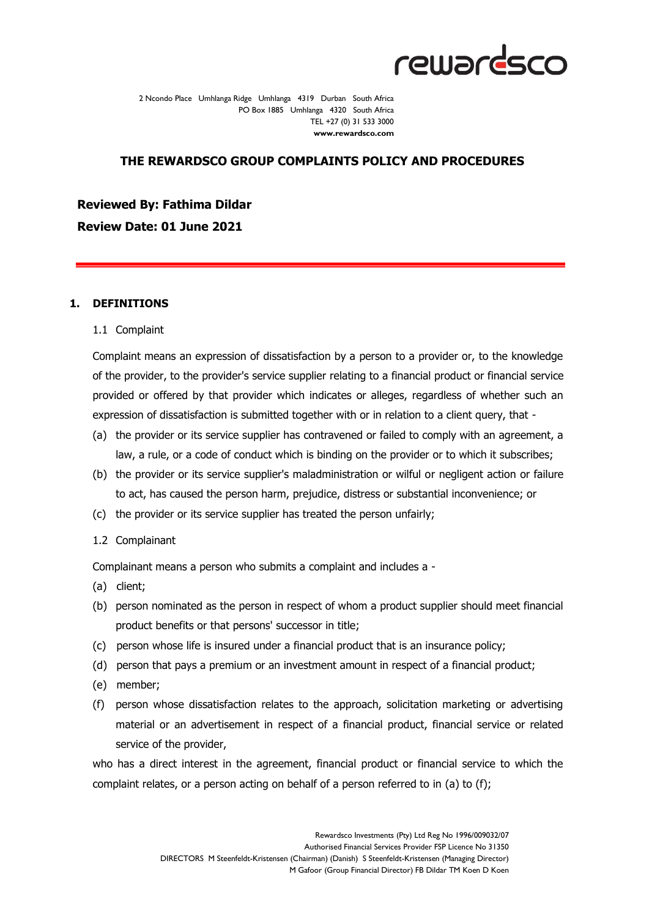2 Ncondo Place Umhlanga Ridge Umhlanga 4319 Durban South Africa
PO Box 1885 Umhlanga 4320 South Africa
TEL +27 (0) 31 533 3000
**www.rewardsco.com**

## THE REWARDSCO GROUP COMPLAINTS POLICY AND PROCEDURES

**Reviewed By: Fathima Dildar**

**Review Date: 01 June 2021**

### 1. DEFINITIONS

1.1 Complaint

Complaint means an expression of dissatisfaction by a person to a provider or, to the knowledge of the provider, to the provider's service supplier relating to a financial product or financial service provided or offered by that provider which indicates or alleges, regardless of whether such an expression of dissatisfaction is submitted together with or in relation to a client query, that -

(a) the provider or its service supplier has contravened or failed to comply with an agreement, a law, a rule, or a code of conduct which is binding on the provider or to which it subscribes;

(b) the provider or its service supplier's maladministration or wilful or negligent action or failure to act, has caused the person harm, prejudice, distress or substantial inconvenience; or

(c) the provider or its service supplier has treated the person unfairly;

1.2 Complainant

Complainant means a person who submits a complaint and includes a -

(a) client;

(b) person nominated as the person in respect of whom a product supplier should meet financial product benefits or that persons' successor in title;

(c) person whose life is insured under a financial product that is an insurance policy;

(d) person that pays a premium or an investment amount in respect of a financial product;

(e) member;

(f) person whose dissatisfaction relates to the approach, solicitation marketing or advertising material or an advertisement in respect of a financial product, financial service or related service of the provider,

who has a direct interest in the agreement, financial product or financial service to which the complaint relates, or a person acting on behalf of a person referred to in (a) to (f);

Rewardsco Investments (Pty) Ltd Reg No 1996/009032/07
Authorised Financial Services Provider FSP Licence No 31350
DIRECTORS M Steenfeldt-Kristensen (Chairman) (Danish) S Steenfeldt-Kristensen (Managing Director)
M Gafoor (Group Financial Director) FB Dildar TM Koen D Koen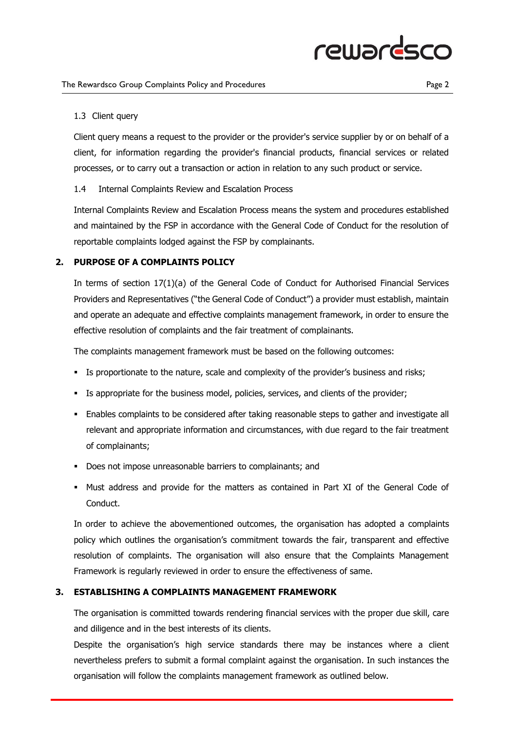1.3 Client query

Client query means a request to the provider or the provider's service supplier by or on behalf of a client, for information regarding the provider's financial products, financial services or related processes, or to carry out a transaction or action in relation to any such product or service.

1.4 Internal Complaints Review and Escalation Process

Internal Complaints Review and Escalation Process means the system and procedures established and maintained by the FSP in accordance with the General Code of Conduct for the resolution of reportable complaints lodged against the FSP by complainants.

## 2. PURPOSE OF A COMPLAINTS POLICY

In terms of section 17(1)(a) of the General Code of Conduct for Authorised Financial Services Providers and Representatives ("the General Code of Conduct") a provider must establish, maintain and operate an adequate and effective complaints management framework, in order to ensure the effective resolution of complaints and the fair treatment of complainants.

The complaints management framework must be based on the following outcomes:

- Is proportionate to the nature, scale and complexity of the provider's business and risks;
- Is appropriate for the business model, policies, services, and clients of the provider;
- Enables complaints to be considered after taking reasonable steps to gather and investigate all relevant and appropriate information and circumstances, with due regard to the fair treatment of complainants;
- Does not impose unreasonable barriers to complainants; and
- Must address and provide for the matters as contained in Part XI of the General Code of Conduct.

In order to achieve the abovementioned outcomes, the organisation has adopted a complaints policy which outlines the organisation's commitment towards the fair, transparent and effective resolution of complaints. The organisation will also ensure that the Complaints Management Framework is regularly reviewed in order to ensure the effectiveness of same.

## 3. ESTABLISHING A COMPLAINTS MANAGEMENT FRAMEWORK

The organisation is committed towards rendering financial services with the proper due skill, care and diligence and in the best interests of its clients.

Despite the organisation's high service standards there may be instances where a client nevertheless prefers to submit a formal complaint against the organisation. In such instances the organisation will follow the complaints management framework as outlined below.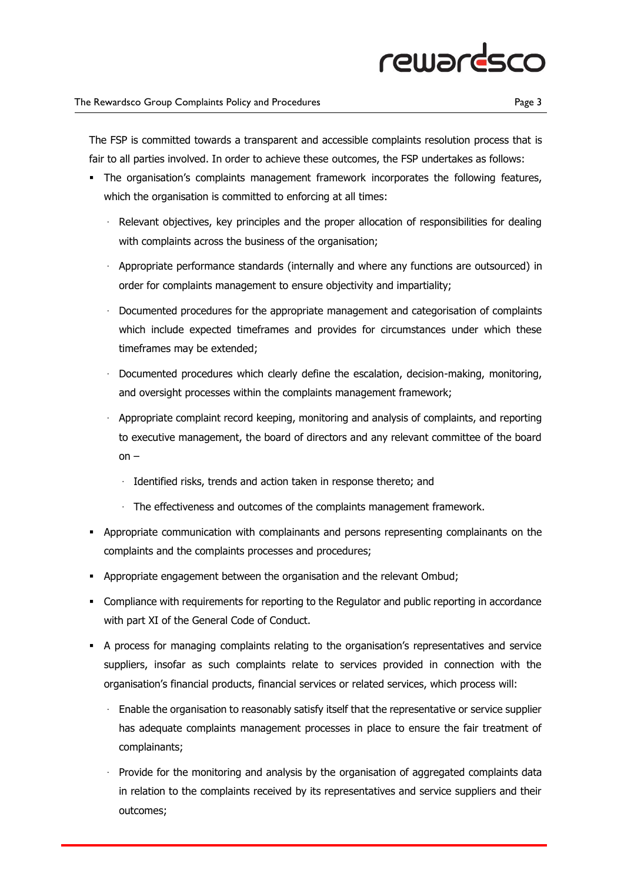The FSP is committed towards a transparent and accessible complaints resolution process that is fair to all parties involved. In order to achieve these outcomes, the FSP undertakes as follows:

- The organisation's complaints management framework incorporates the following features, which the organisation is committed to enforcing at all times:
  - Relevant objectives, key principles and the proper allocation of responsibilities for dealing with complaints across the business of the organisation;
  - Appropriate performance standards (internally and where any functions are outsourced) in order for complaints management to ensure objectivity and impartiality;
  - Documented procedures for the appropriate management and categorisation of complaints which include expected timeframes and provides for circumstances under which these timeframes may be extended;
  - Documented procedures which clearly define the escalation, decision-making, monitoring, and oversight processes within the complaints management framework;
  - Appropriate complaint record keeping, monitoring and analysis of complaints, and reporting to executive management, the board of directors and any relevant committee of the board on –
    - Identified risks, trends and action taken in response thereto; and
    - The effectiveness and outcomes of the complaints management framework.
- Appropriate communication with complainants and persons representing complainants on the complaints and the complaints processes and procedures;
- Appropriate engagement between the organisation and the relevant Ombud;
- Compliance with requirements for reporting to the Regulator and public reporting in accordance with part XI of the General Code of Conduct.
- A process for managing complaints relating to the organisation's representatives and service suppliers, insofar as such complaints relate to services provided in connection with the organisation's financial products, financial services or related services, which process will:
  - Enable the organisation to reasonably satisfy itself that the representative or service supplier has adequate complaints management processes in place to ensure the fair treatment of complainants;
  - Provide for the monitoring and analysis by the organisation of aggregated complaints data in relation to the complaints received by its representatives and service suppliers and their outcomes;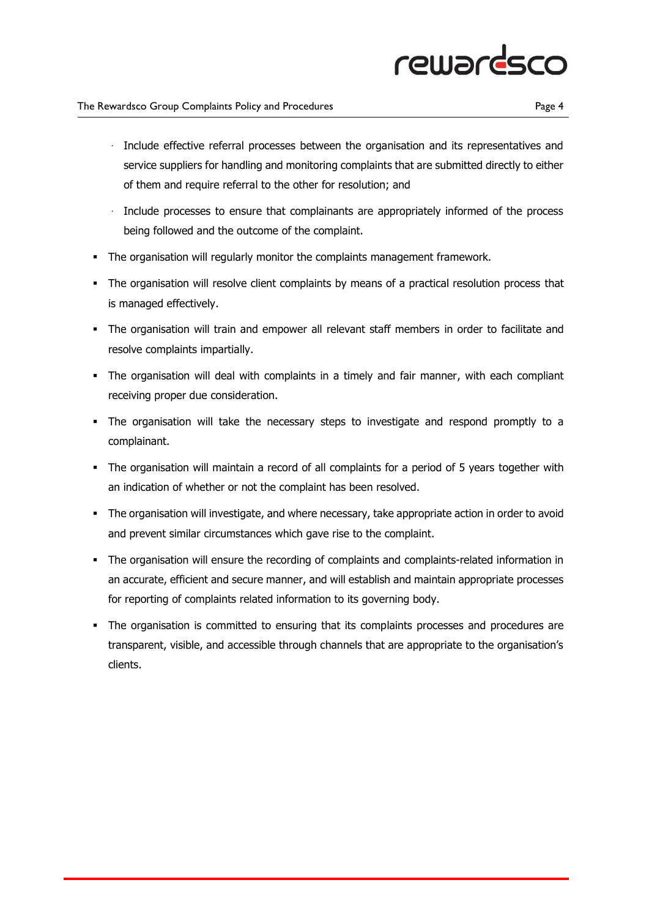- Include effective referral processes between the organisation and its representatives and service suppliers for handling and monitoring complaints that are submitted directly to either of them and require referral to the other for resolution; and
  - Include processes to ensure that complainants are appropriately informed of the process being followed and the outcome of the complaint.
- The organisation will regularly monitor the complaints management framework.
- The organisation will resolve client complaints by means of a practical resolution process that is managed effectively.
- The organisation will train and empower all relevant staff members in order to facilitate and resolve complaints impartially.
- The organisation will deal with complaints in a timely and fair manner, with each compliant receiving proper due consideration.
- The organisation will take the necessary steps to investigate and respond promptly to a complainant.
- The organisation will maintain a record of all complaints for a period of 5 years together with an indication of whether or not the complaint has been resolved.
- The organisation will investigate, and where necessary, take appropriate action in order to avoid and prevent similar circumstances which gave rise to the complaint.
- The organisation will ensure the recording of complaints and complaints-related information in an accurate, efficient and secure manner, and will establish and maintain appropriate processes for reporting of complaints related information to its governing body.
- The organisation is committed to ensuring that its complaints processes and procedures are transparent, visible, and accessible through channels that are appropriate to the organisation's clients.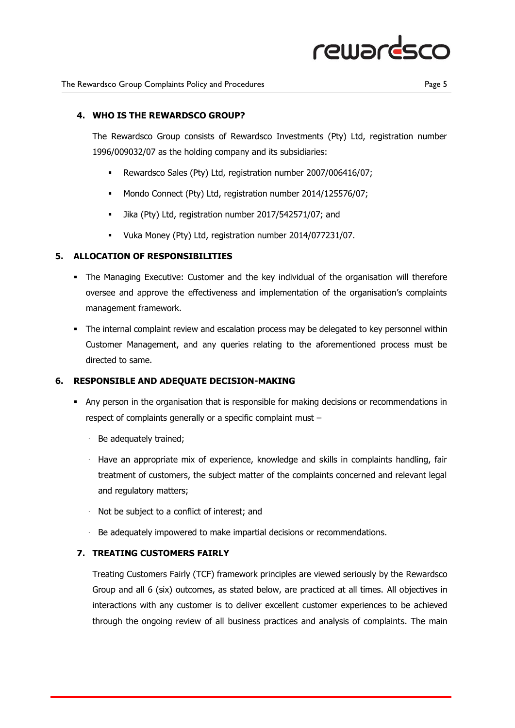## 4. WHO IS THE REWARDSCO GROUP?

The Rewardsco Group consists of Rewardsco Investments (Pty) Ltd, registration number 1996/009032/07 as the holding company and its subsidiaries:

- Rewardsco Sales (Pty) Ltd, registration number 2007/006416/07;
- Mondo Connect (Pty) Ltd, registration number 2014/125576/07;
- Jika (Pty) Ltd, registration number 2017/542571/07; and
- Vuka Money (Pty) Ltd, registration number 2014/077231/07.

## 5. ALLOCATION OF RESPONSIBILITIES

- The Managing Executive: Customer and the key individual of the organisation will therefore oversee and approve the effectiveness and implementation of the organisation's complaints management framework.
- The internal complaint review and escalation process may be delegated to key personnel within Customer Management, and any queries relating to the aforementioned process must be directed to same.

## 6. RESPONSIBLE AND ADEQUATE DECISION-MAKING

- Any person in the organisation that is responsible for making decisions or recommendations in respect of complaints generally or a specific complaint must –
  - Be adequately trained;
  - Have an appropriate mix of experience, knowledge and skills in complaints handling, fair treatment of customers, the subject matter of the complaints concerned and relevant legal and regulatory matters;
  - Not be subject to a conflict of interest; and
  - Be adequately impowered to make impartial decisions or recommendations.

## 7. TREATING CUSTOMERS FAIRLY

Treating Customers Fairly (TCF) framework principles are viewed seriously by the Rewardsco Group and all 6 (six) outcomes, as stated below, are practiced at all times. All objectives in interactions with any customer is to deliver excellent customer experiences to be achieved through the ongoing review of all business practices and analysis of complaints. The main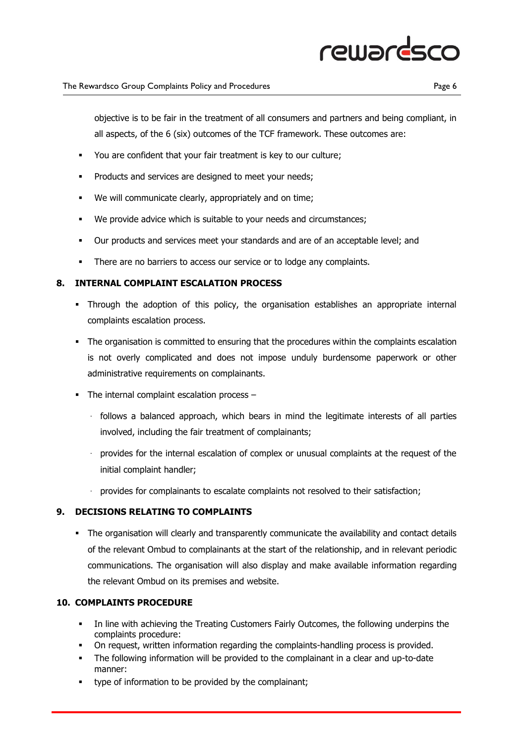objective is to be fair in the treatment of all consumers and partners and being compliant, in all aspects, of the 6 (six) outcomes of the TCF framework. These outcomes are:

- You are confident that your fair treatment is key to our culture;
- Products and services are designed to meet your needs;
- We will communicate clearly, appropriately and on time;
- We provide advice which is suitable to your needs and circumstances;
- Our products and services meet your standards and are of an acceptable level; and
- There are no barriers to access our service or to lodge any complaints.

## 8. INTERNAL COMPLAINT ESCALATION PROCESS

- Through the adoption of this policy, the organisation establishes an appropriate internal complaints escalation process.
- The organisation is committed to ensuring that the procedures within the complaints escalation is not overly complicated and does not impose unduly burdensome paperwork or other administrative requirements on complainants.
- The internal complaint escalation process –
  - follows a balanced approach, which bears in mind the legitimate interests of all parties involved, including the fair treatment of complainants;
  - provides for the internal escalation of complex or unusual complaints at the request of the initial complaint handler;
  - provides for complainants to escalate complaints not resolved to their satisfaction;

## 9. DECISIONS RELATING TO COMPLAINTS

- The organisation will clearly and transparently communicate the availability and contact details of the relevant Ombud to complainants at the start of the relationship, and in relevant periodic communications. The organisation will also display and make available information regarding the relevant Ombud on its premises and website.

## 10. COMPLAINTS PROCEDURE

- In line with achieving the Treating Customers Fairly Outcomes, the following underpins the complaints procedure:
- On request, written information regarding the complaints-handling process is provided.
- The following information will be provided to the complainant in a clear and up-to-date manner:
- type of information to be provided by the complainant;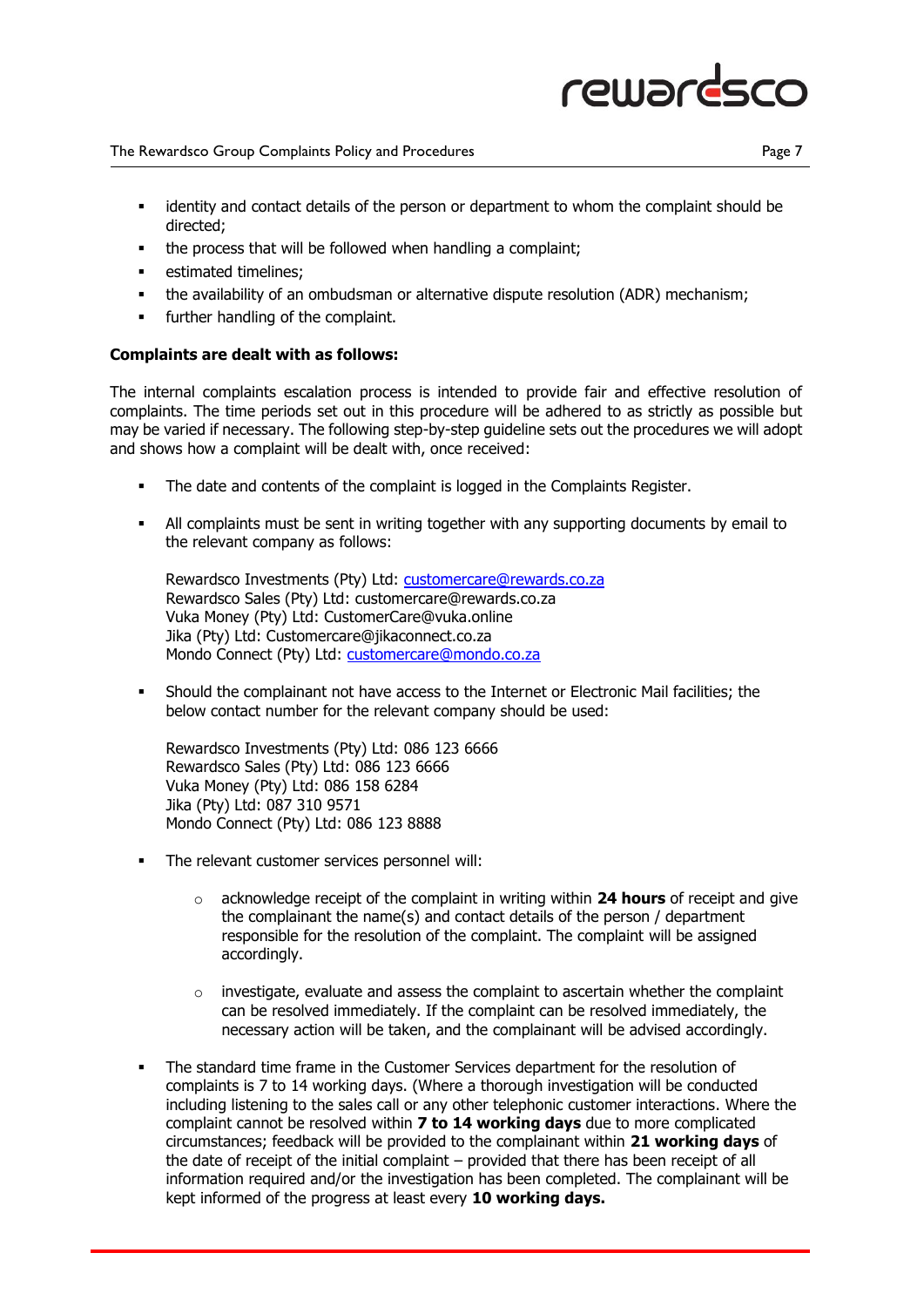- identity and contact details of the person or department to whom the complaint should be directed;
- the process that will be followed when handling a complaint;
- estimated timelines;
- the availability of an ombudsman or alternative dispute resolution (ADR) mechanism;
- further handling of the complaint.

**Complaints are dealt with as follows:**

The internal complaints escalation process is intended to provide fair and effective resolution of complaints. The time periods set out in this procedure will be adhered to as strictly as possible but may be varied if necessary. The following step-by-step guideline sets out the procedures we will adopt and shows how a complaint will be dealt with, once received:

- The date and contents of the complaint is logged in the Complaints Register.

- All complaints must be sent in writing together with any supporting documents by email to the relevant company as follows:

  Rewardsco Investments (Pty) Ltd: customercare@rewards.co.za
  Rewardsco Sales (Pty) Ltd: customercare@rewards.co.za
  Vuka Money (Pty) Ltd: CustomerCare@vuka.online
  Jika (Pty) Ltd: Customercare@jikaconnect.co.za
  Mondo Connect (Pty) Ltd: customercare@mondo.co.za

- Should the complainant not have access to the Internet or Electronic Mail facilities; the below contact number for the relevant company should be used:

  Rewardsco Investments (Pty) Ltd: 086 123 6666
  Rewardsco Sales (Pty) Ltd: 086 123 6666
  Vuka Money (Pty) Ltd: 086 158 6284
  Jika (Pty) Ltd: 087 310 9571
  Mondo Connect (Pty) Ltd: 086 123 8888

- The relevant customer services personnel will:

  - acknowledge receipt of the complaint in writing within **24 hours** of receipt and give the complainant the name(s) and contact details of the person / department responsible for the resolution of the complaint. The complaint will be assigned accordingly.

  - investigate, evaluate and assess the complaint to ascertain whether the complaint can be resolved immediately. If the complaint can be resolved immediately, the necessary action will be taken, and the complainant will be advised accordingly.

- The standard time frame in the Customer Services department for the resolution of complaints is 7 to 14 working days. (Where a thorough investigation will be conducted including listening to the sales call or any other telephonic customer interactions. Where the complaint cannot be resolved within **7 to 14 working days** due to more complicated circumstances; feedback will be provided to the complainant within **21 working days** of the date of receipt of the initial complaint – provided that there has been receipt of all information required and/or the investigation has been completed. The complainant will be kept informed of the progress at least every **10 working days.**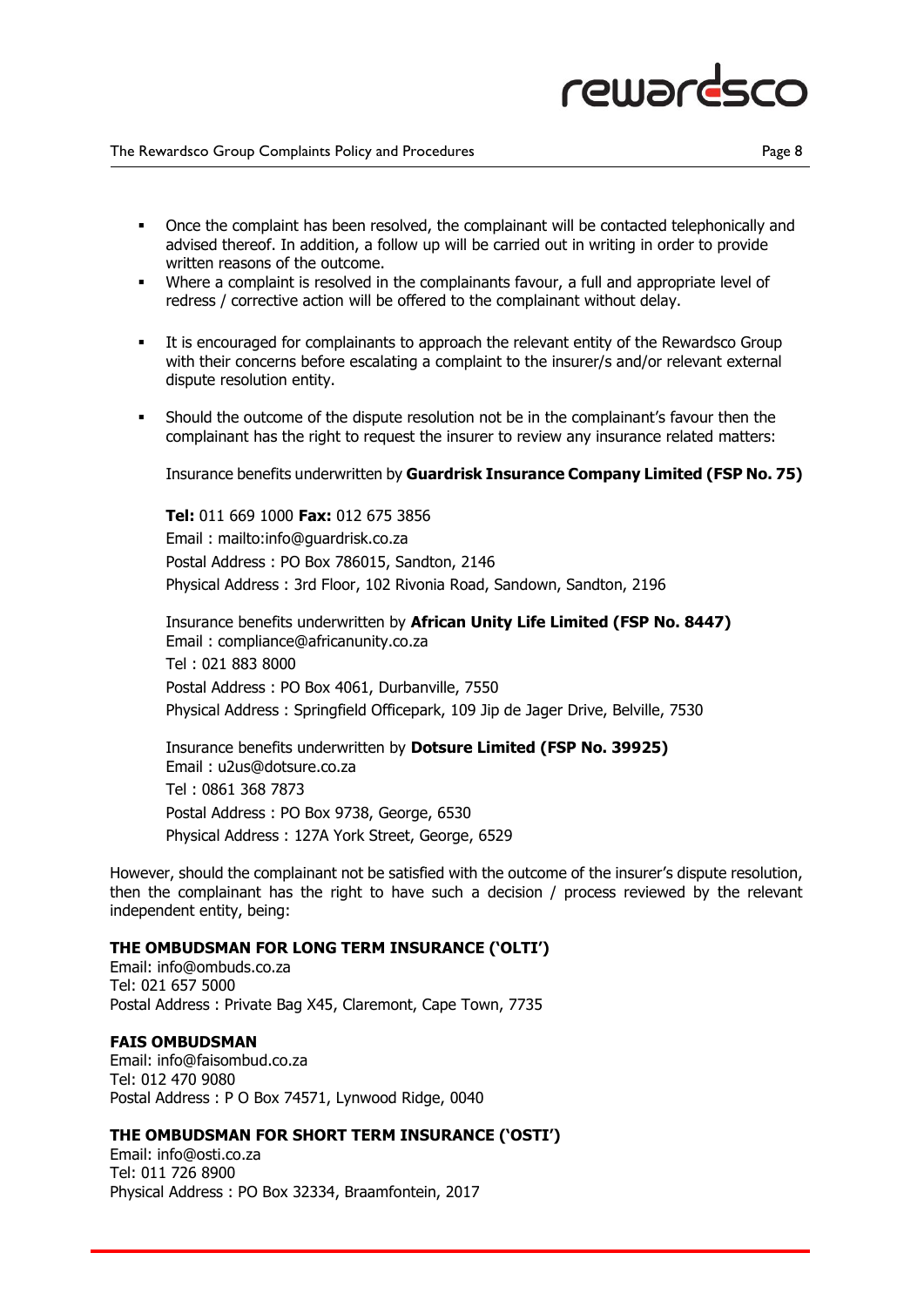- Once the complaint has been resolved, the complainant will be contacted telephonically and advised thereof. In addition, a follow up will be carried out in writing in order to provide written reasons of the outcome.
- Where a complaint is resolved in the complainants favour, a full and appropriate level of redress / corrective action will be offered to the complainant without delay.
- It is encouraged for complainants to approach the relevant entity of the Rewardsco Group with their concerns before escalating a complaint to the insurer/s and/or relevant external dispute resolution entity.
- Should the outcome of the dispute resolution not be in the complainant's favour then the complainant has the right to request the insurer to review any insurance related matters:

  Insurance benefits underwritten by **Guardrisk Insurance Company Limited (FSP No. 75)**

  **Tel:** 011 669 1000 **Fax:** 012 675 3856
  Email : mailto:info@guardrisk.co.za
  Postal Address : PO Box 786015, Sandton, 2146
  Physical Address : 3rd Floor, 102 Rivonia Road, Sandown, Sandton, 2196

  Insurance benefits underwritten by **African Unity Life Limited (FSP No. 8447)**
  Email : compliance@africanunity.co.za
  Tel : 021 883 8000
  Postal Address : PO Box 4061, Durbanville, 7550
  Physical Address : Springfield Officepark, 109 Jip de Jager Drive, Belville, 7530

  Insurance benefits underwritten by **Dotsure Limited (FSP No. 39925)**
  Email : u2us@dotsure.co.za
  Tel : 0861 368 7873
  Postal Address : PO Box 9738, George, 6530
  Physical Address : 127A York Street, George, 6529

However, should the complainant not be satisfied with the outcome of the insurer's dispute resolution, then the complainant has the right to have such a decision / process reviewed by the relevant independent entity, being:

**THE OMBUDSMAN FOR LONG TERM INSURANCE ('OLTI')**
Email: info@ombuds.co.za
Tel: 021 657 5000
Postal Address : Private Bag X45, Claremont, Cape Town, 7735

**FAIS OMBUDSMAN**
Email: info@faisombud.co.za
Tel: 012 470 9080
Postal Address : P O Box 74571, Lynwood Ridge, 0040

**THE OMBUDSMAN FOR SHORT TERM INSURANCE ('OSTI')**
Email: info@osti.co.za
Tel: 011 726 8900
Physical Address : PO Box 32334, Braamfontein, 2017